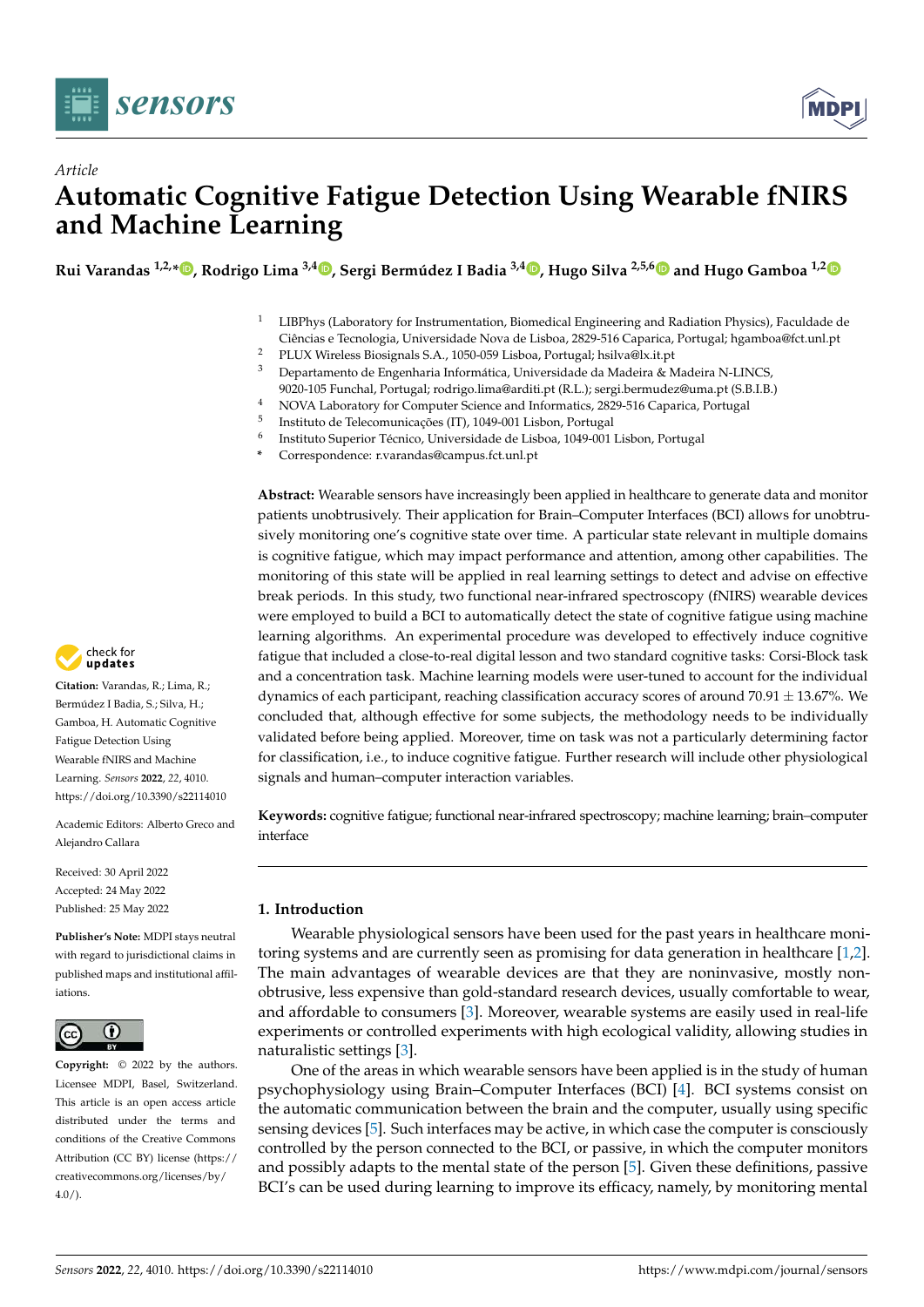*Article*

# Automatic Cognitive Fatigue Detection Using Wearable fNIRS and Machine Learning

**Rui Varandas [1,2,*], Rodrigo Lima [3,4], Sergi Bermúdez I Badia [3,4], Hugo Silva [2,5,6] and Hugo Gamboa [1,2]**

1 LIBPhys (Laboratory for Instrumentation, Biomedical Engineering and Radiation Physics), Faculdade de Ciências e Tecnologia, Universidade Nova de Lisboa, 2829-516 Caparica, Portugal; hgamboa@fct.unl.pt
2 PLUX Wireless Biosignals S.A., 1050-059 Lisboa, Portugal; hsilva@lx.it.pt
3 Departamento de Engenharia Informática, Universidade da Madeira & Madeira N-LINCS, 9020-105 Funchal, Portugal; rodrigo.lima@arditi.pt (R.L.); sergi.bermudez@uma.pt (S.B.I.B.)
4 NOVA Laboratory for Computer Science and Informatics, 2829-516 Caparica, Portugal
5 Instituto de Telecomunicações (IT), 1049-001 Lisbon, Portugal
6 Instituto Superior Técnico, Universidade de Lisboa, 1049-001 Lisbon, Portugal
* Correspondence: r.varandas@campus.fct.unl.pt

**Abstract:** Wearable sensors have increasingly been applied in healthcare to generate data and monitor patients unobtrusively. Their application for Brain–Computer Interfaces (BCI) allows for unobtrusively monitoring one's cognitive state over time. A particular state relevant in multiple domains is cognitive fatigue, which may impact performance and attention, among other capabilities. The monitoring of this state will be applied in real learning settings to detect and advise on effective break periods. In this study, two functional near-infrared spectroscopy (fNIRS) wearable devices were employed to build a BCI to automatically detect the state of cognitive fatigue using machine learning algorithms. An experimental procedure was developed to effectively induce cognitive fatigue that included a close-to-real digital lesson and two standard cognitive tasks: Corsi-Block task and a concentration task. Machine learning models were user-tuned to account for the individual dynamics of each participant, reaching classification accuracy scores of around 70.91 ± 13.67%. We concluded that, although effective for some subjects, the methodology needs to be individually validated before being applied. Moreover, time on task was not a particularly determining factor for classification, i.e., to induce cognitive fatigue. Further research will include other physiological signals and human–computer interaction variables.

**Keywords:** cognitive fatigue; functional near-infrared spectroscopy; machine learning; brain–computer interface

**Citation:** Varandas, R.; Lima, R.; Bermúdez I Badia, S.; Silva, H.; Gamboa, H. Automatic Cognitive Fatigue Detection Using Wearable fNIRS and Machine Learning. *Sensors* **2022**, *22*, 4010. https://doi.org/10.3390/s22114010

Academic Editors: Alberto Greco and Alejandro Callara

Received: 30 April 2022
Accepted: 24 May 2022
Published: 25 May 2022

**Publisher's Note:** MDPI stays neutral with regard to jurisdictional claims in published maps and institutional affiliations.

**Copyright:** © 2022 by the authors. Licensee MDPI, Basel, Switzerland. This article is an open access article distributed under the terms and conditions of the Creative Commons Attribution (CC BY) license (https://creativecommons.org/licenses/by/4.0/).

## 1. Introduction

Wearable physiological sensors have been used for the past years in healthcare monitoring systems and are currently seen as promising for data generation in healthcare [1,2]. The main advantages of wearable devices are that they are noninvasive, mostly non-obtrusive, less expensive than gold-standard research devices, usually comfortable to wear, and affordable to consumers [3]. Moreover, wearable systems are easily used in real-life experiments or controlled experiments with high ecological validity, allowing studies in naturalistic settings [3].

One of the areas in which wearable sensors have been applied is in the study of human psychophysiology using Brain–Computer Interfaces (BCI) [4]. BCI systems consist on the automatic communication between the brain and the computer, usually using specific sensing devices [5]. Such interfaces may be active, in which case the computer is consciously controlled by the person connected to the BCI, or passive, in which the computer monitors and possibly adapts to the mental state of the person [5]. Given these definitions, passive BCI's can be used during learning to improve its efficacy, namely, by monitoring mental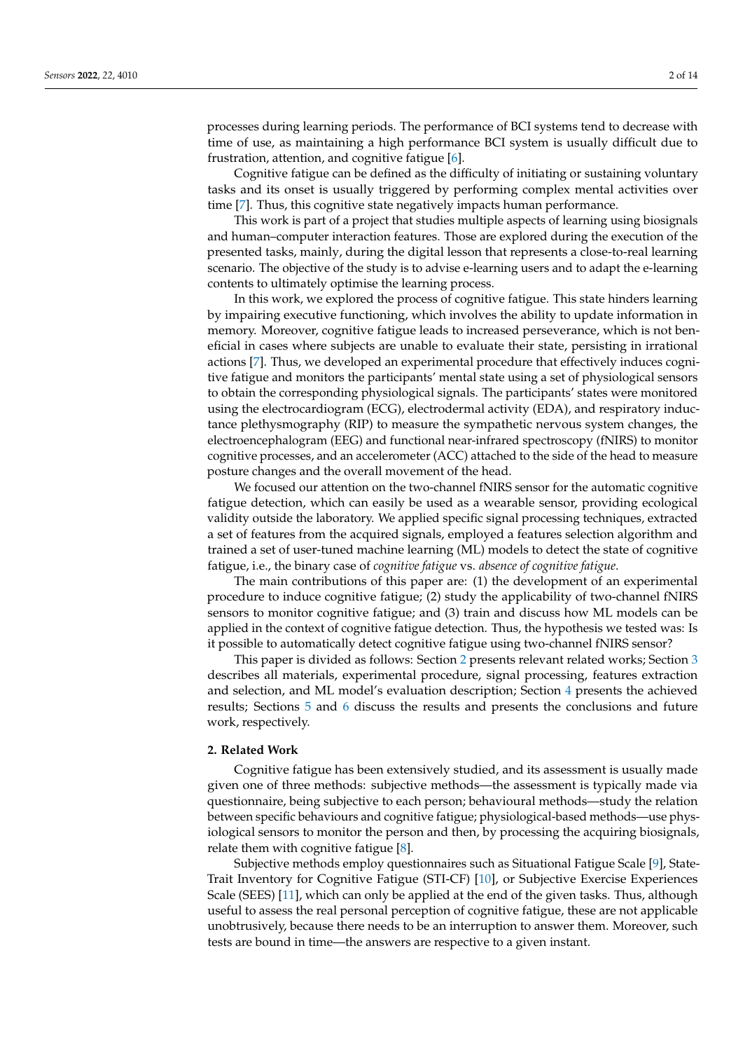processes during learning periods. The performance of BCI systems tend to decrease with time of use, as maintaining a high performance BCI system is usually difficult due to frustration, attention, and cognitive fatigue [6].

Cognitive fatigue can be defined as the difficulty of initiating or sustaining voluntary tasks and its onset is usually triggered by performing complex mental activities over time [7]. Thus, this cognitive state negatively impacts human performance.

This work is part of a project that studies multiple aspects of learning using biosignals and human–computer interaction features. Those are explored during the execution of the presented tasks, mainly, during the digital lesson that represents a close-to-real learning scenario. The objective of the study is to advise e-learning users and to adapt the e-learning contents to ultimately optimise the learning process.

In this work, we explored the process of cognitive fatigue. This state hinders learning by impairing executive functioning, which involves the ability to update information in memory. Moreover, cognitive fatigue leads to increased perseverance, which is not beneficial in cases where subjects are unable to evaluate their state, persisting in irrational actions [7]. Thus, we developed an experimental procedure that effectively induces cognitive fatigue and monitors the participants' mental state using a set of physiological sensors to obtain the corresponding physiological signals. The participants' states were monitored using the electrocardiogram (ECG), electrodermal activity (EDA), and respiratory inductance plethysmography (RIP) to measure the sympathetic nervous system changes, the electroencephalogram (EEG) and functional near-infrared spectroscopy (fNIRS) to monitor cognitive processes, and an accelerometer (ACC) attached to the side of the head to measure posture changes and the overall movement of the head.

We focused our attention on the two-channel fNIRS sensor for the automatic cognitive fatigue detection, which can easily be used as a wearable sensor, providing ecological validity outside the laboratory. We applied specific signal processing techniques, extracted a set of features from the acquired signals, employed a features selection algorithm and trained a set of user-tuned machine learning (ML) models to detect the state of cognitive fatigue, i.e., the binary case of *cognitive fatigue* vs. *absence of cognitive fatigue*.

The main contributions of this paper are: (1) the development of an experimental procedure to induce cognitive fatigue; (2) study the applicability of two-channel fNIRS sensors to monitor cognitive fatigue; and (3) train and discuss how ML models can be applied in the context of cognitive fatigue detection. Thus, the hypothesis we tested was: Is it possible to automatically detect cognitive fatigue using two-channel fNIRS sensor?

This paper is divided as follows: Section 2 presents relevant related works; Section 3 describes all materials, experimental procedure, signal processing, features extraction and selection, and ML model's evaluation description; Section 4 presents the achieved results; Sections 5 and 6 discuss the results and presents the conclusions and future work, respectively.

## 2. Related Work

Cognitive fatigue has been extensively studied, and its assessment is usually made given one of three methods: subjective methods—the assessment is typically made via questionnaire, being subjective to each person; behavioural methods—study the relation between specific behaviours and cognitive fatigue; physiological-based methods—use physiological sensors to monitor the person and then, by processing the acquiring biosignals, relate them with cognitive fatigue [8].

Subjective methods employ questionnaires such as Situational Fatigue Scale [9], State-Trait Inventory for Cognitive Fatigue (STI-CF) [10], or Subjective Exercise Experiences Scale (SEES) [11], which can only be applied at the end of the given tasks. Thus, although useful to assess the real personal perception of cognitive fatigue, these are not applicable unobtrusively, because there needs to be an interruption to answer them. Moreover, such tests are bound in time—the answers are respective to a given instant.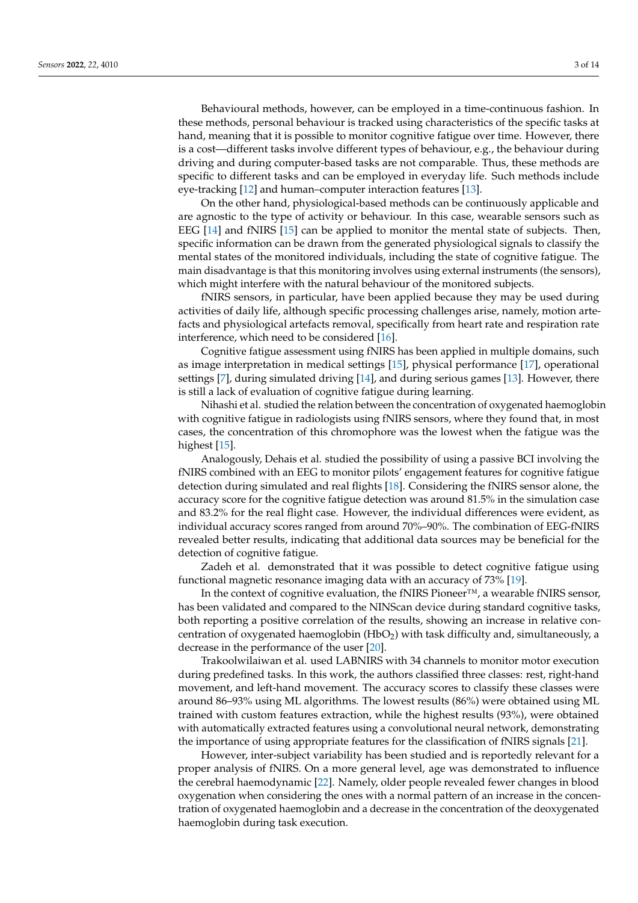Behavioural methods, however, can be employed in a time-continuous fashion. In these methods, personal behaviour is tracked using characteristics of the specific tasks at hand, meaning that it is possible to monitor cognitive fatigue over time. However, there is a cost—different tasks involve different types of behaviour, e.g., the behaviour during driving and during computer-based tasks are not comparable. Thus, these methods are specific to different tasks and can be employed in everyday life. Such methods include eye-tracking [12] and human–computer interaction features [13].

On the other hand, physiological-based methods can be continuously applicable and are agnostic to the type of activity or behaviour. In this case, wearable sensors such as EEG [14] and fNIRS [15] can be applied to monitor the mental state of subjects. Then, specific information can be drawn from the generated physiological signals to classify the mental states of the monitored individuals, including the state of cognitive fatigue. The main disadvantage is that this monitoring involves using external instruments (the sensors), which might interfere with the natural behaviour of the monitored subjects.

fNIRS sensors, in particular, have been applied because they may be used during activities of daily life, although specific processing challenges arise, namely, motion artefacts and physiological artefacts removal, specifically from heart rate and respiration rate interference, which need to be considered [16].

Cognitive fatigue assessment using fNIRS has been applied in multiple domains, such as image interpretation in medical settings [15], physical performance [17], operational settings [7], during simulated driving [14], and during serious games [13]. However, there is still a lack of evaluation of cognitive fatigue during learning.

Nihashi et al. studied the relation between the concentration of oxygenated haemoglobin with cognitive fatigue in radiologists using fNIRS sensors, where they found that, in most cases, the concentration of this chromophore was the lowest when the fatigue was the highest [15].

Analogously, Dehais et al. studied the possibility of using a passive BCI involving the fNIRS combined with an EEG to monitor pilots' engagement features for cognitive fatigue detection during simulated and real flights [18]. Considering the fNIRS sensor alone, the accuracy score for the cognitive fatigue detection was around 81.5% in the simulation case and 83.2% for the real flight case. However, the individual differences were evident, as individual accuracy scores ranged from around 70%–90%. The combination of EEG-fNIRS revealed better results, indicating that additional data sources may be beneficial for the detection of cognitive fatigue.

Zadeh et al. demonstrated that it was possible to detect cognitive fatigue using functional magnetic resonance imaging data with an accuracy of 73% [19].

In the context of cognitive evaluation, the fNIRS Pioneer™, a wearable fNIRS sensor, has been validated and compared to the NINScan device during standard cognitive tasks, both reporting a positive correlation of the results, showing an increase in relative concentration of oxygenated haemoglobin ($HbO_2$) with task difficulty and, simultaneously, a decrease in the performance of the user [20].

Trakoolwilaiwan et al. used LABNIRS with 34 channels to monitor motor execution during predefined tasks. In this work, the authors classified three classes: rest, right-hand movement, and left-hand movement. The accuracy scores to classify these classes were around 86–93% using ML algorithms. The lowest results (86%) were obtained using ML trained with custom features extraction, while the highest results (93%), were obtained with automatically extracted features using a convolutional neural network, demonstrating the importance of using appropriate features for the classification of fNIRS signals [21].

However, inter-subject variability has been studied and is reportedly relevant for a proper analysis of fNIRS. On a more general level, age was demonstrated to influence the cerebral haemodynamic [22]. Namely, older people revealed fewer changes in blood oxygenation when considering the ones with a normal pattern of an increase in the concentration of oxygenated haemoglobin and a decrease in the concentration of the deoxygenated haemoglobin during task execution.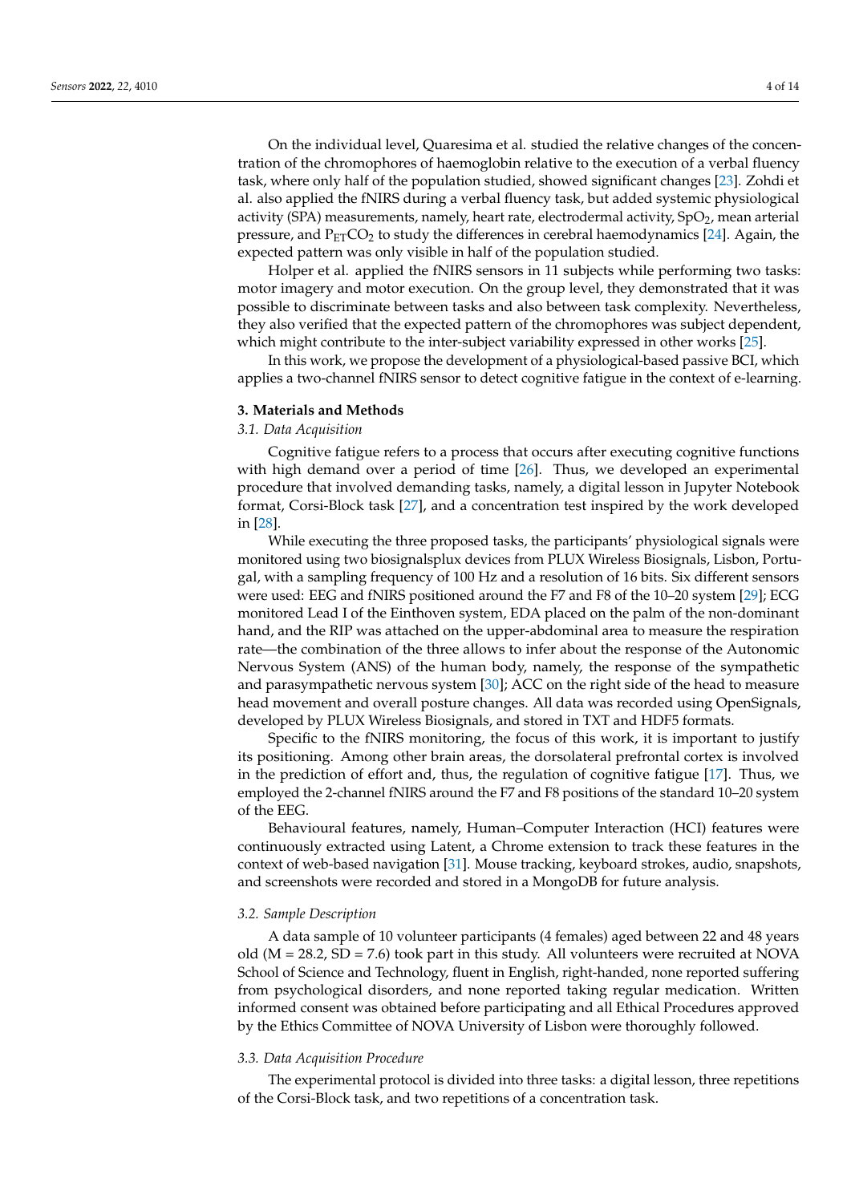On the individual level, Quaresima et al. studied the relative changes of the concentration of the chromophores of haemoglobin relative to the execution of a verbal fluency task, where only half of the population studied, showed significant changes [23]. Zohdi et al. also applied the fNIRS during a verbal fluency task, but added systemic physiological activity (SPA) measurements, namely, heart rate, electrodermal activity, $SpO_2$, mean arterial pressure, and $P_{ET}CO_2$ to study the differences in cerebral haemodynamics [24]. Again, the expected pattern was only visible in half of the population studied.

Holper et al. applied the fNIRS sensors in 11 subjects while performing two tasks: motor imagery and motor execution. On the group level, they demonstrated that it was possible to discriminate between tasks and also between task complexity. Nevertheless, they also verified that the expected pattern of the chromophores was subject dependent, which might contribute to the inter-subject variability expressed in other works [25].

In this work, we propose the development of a physiological-based passive BCI, which applies a two-channel fNIRS sensor to detect cognitive fatigue in the context of e-learning.

## 3. Materials and Methods

### *3.1. Data Acquisition*

Cognitive fatigue refers to a process that occurs after executing cognitive functions with high demand over a period of time [26]. Thus, we developed an experimental procedure that involved demanding tasks, namely, a digital lesson in Jupyter Notebook format, Corsi-Block task [27], and a concentration test inspired by the work developed in [28].

While executing the three proposed tasks, the participants' physiological signals were monitored using two biosignalsplux devices from PLUX Wireless Biosignals, Lisbon, Portugal, with a sampling frequency of 100 Hz and a resolution of 16 bits. Six different sensors were used: EEG and fNIRS positioned around the F7 and F8 of the 10–20 system [29]; ECG monitored Lead I of the Einthoven system, EDA placed on the palm of the non-dominant hand, and the RIP was attached on the upper-abdominal area to measure the respiration rate—the combination of the three allows to infer about the response of the Autonomic Nervous System (ANS) of the human body, namely, the response of the sympathetic and parasympathetic nervous system [30]; ACC on the right side of the head to measure head movement and overall posture changes. All data was recorded using OpenSignals, developed by PLUX Wireless Biosignals, and stored in TXT and HDF5 formats.

Specific to the fNIRS monitoring, the focus of this work, it is important to justify its positioning. Among other brain areas, the dorsolateral prefrontal cortex is involved in the prediction of effort and, thus, the regulation of cognitive fatigue [17]. Thus, we employed the 2-channel fNIRS around the F7 and F8 positions of the standard 10–20 system of the EEG.

Behavioural features, namely, Human–Computer Interaction (HCI) features were continuously extracted using Latent, a Chrome extension to track these features in the context of web-based navigation [31]. Mouse tracking, keyboard strokes, audio, snapshots, and screenshots were recorded and stored in a MongoDB for future analysis.

### *3.2. Sample Description*

A data sample of 10 volunteer participants (4 females) aged between 22 and 48 years old (M = 28.2, SD = 7.6) took part in this study. All volunteers were recruited at NOVA School of Science and Technology, fluent in English, right-handed, none reported suffering from psychological disorders, and none reported taking regular medication. Written informed consent was obtained before participating and all Ethical Procedures approved by the Ethics Committee of NOVA University of Lisbon were thoroughly followed.

### *3.3. Data Acquisition Procedure*

The experimental protocol is divided into three tasks: a digital lesson, three repetitions of the Corsi-Block task, and two repetitions of a concentration task.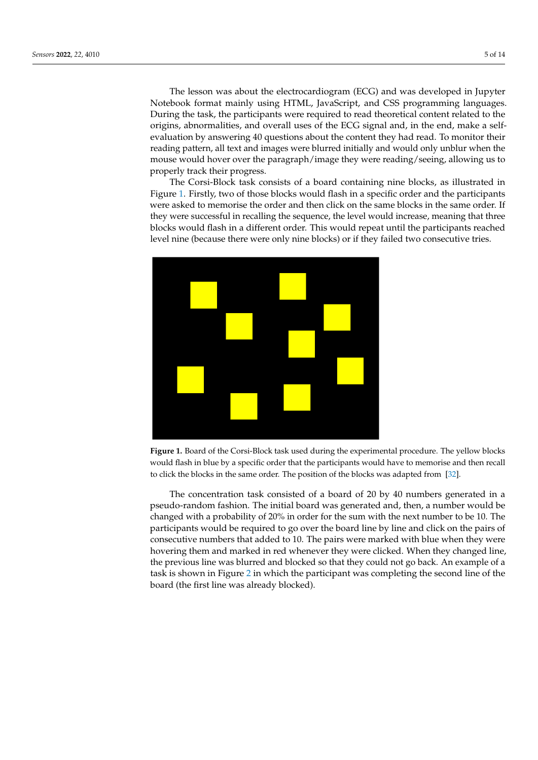The lesson was about the electrocardiogram (ECG) and was developed in Jupyter Notebook format mainly using HTML, JavaScript, and CSS programming languages. During the task, the participants were required to read theoretical content related to the origins, abnormalities, and overall uses of the ECG signal and, in the end, make a self-evaluation by answering 40 questions about the content they had read. To monitor their reading pattern, all text and images were blurred initially and would only unblur when the mouse would hover over the paragraph/image they were reading/seeing, allowing us to properly track their progress.

The Corsi-Block task consists of a board containing nine blocks, as illustrated in Figure 1. Firstly, two of those blocks would flash in a specific order and the participants were asked to memorise the order and then click on the same blocks in the same order. If they were successful in recalling the sequence, the level would increase, meaning that three blocks would flash in a different order. This would repeat until the participants reached level nine (because there were only nine blocks) or if they failed two consecutive tries.

**Figure 1.** Board of the Corsi-Block task used during the experimental procedure. The yellow blocks would flash in blue by a specific order that the participants would have to memorise and then recall to click the blocks in the same order. The position of the blocks was adapted from [32].

The concentration task consisted of a board of 20 by 40 numbers generated in a pseudo-random fashion. The initial board was generated and, then, a number would be changed with a probability of 20% in order for the sum with the next number to be 10. The participants would be required to go over the board line by line and click on the pairs of consecutive numbers that added to 10. The pairs were marked with blue when they were hovering them and marked in red whenever they were clicked. When they changed line, the previous line was blurred and blocked so that they could not go back. An example of a task is shown in Figure 2 in which the participant was completing the second line of the board (the first line was already blocked).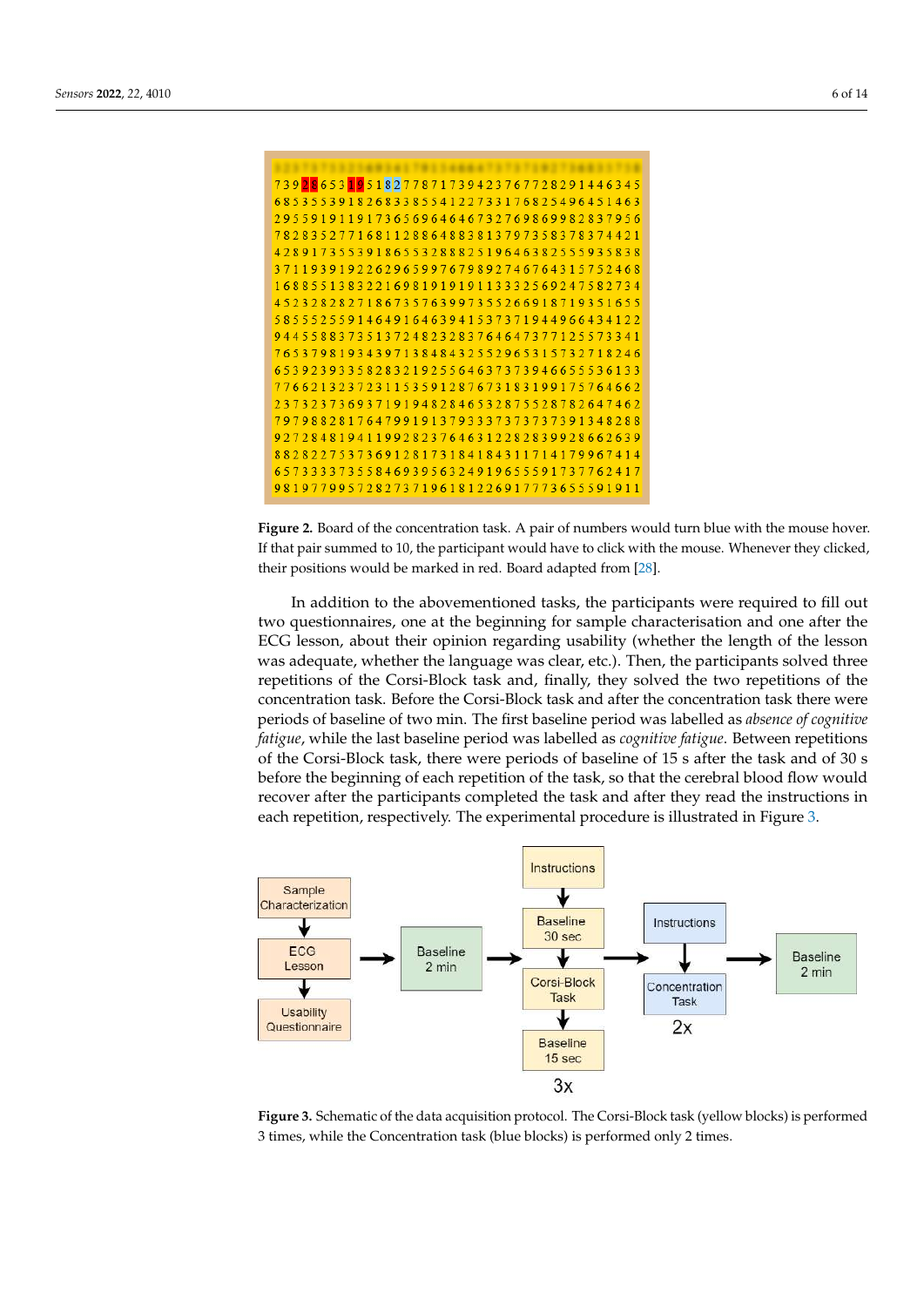**Figure 2.** Board of the concentration task. A pair of numbers would turn blue with the mouse hover. If that pair summed to 10, the participant would have to click with the mouse. Whenever they clicked, their positions would be marked in red. Board adapted from [28].

In addition to the abovementioned tasks, the participants were required to fill out two questionnaires, one at the beginning for sample characterisation and one after the ECG lesson, about their opinion regarding usability (whether the length of the lesson was adequate, whether the language was clear, etc.). Then, the participants solved three repetitions of the Corsi-Block task and, finally, they solved the two repetitions of the concentration task. Before the Corsi-Block task and after the concentration task there were periods of baseline of two min. The first baseline period was labelled as *absence of cognitive fatigue*, while the last baseline period was labelled as *cognitive fatigue*. Between repetitions of the Corsi-Block task, there were periods of baseline of 15 s after the task and of 30 s before the beginning of each repetition of the task, so that the cerebral blood flow would recover after the participants completed the task and after they read the instructions in each repetition, respectively. The experimental procedure is illustrated in Figure 3.

**Figure 3.** Schematic of the data acquisition protocol. The Corsi-Block task (yellow blocks) is performed 3 times, while the Concentration task (blue blocks) is performed only 2 times.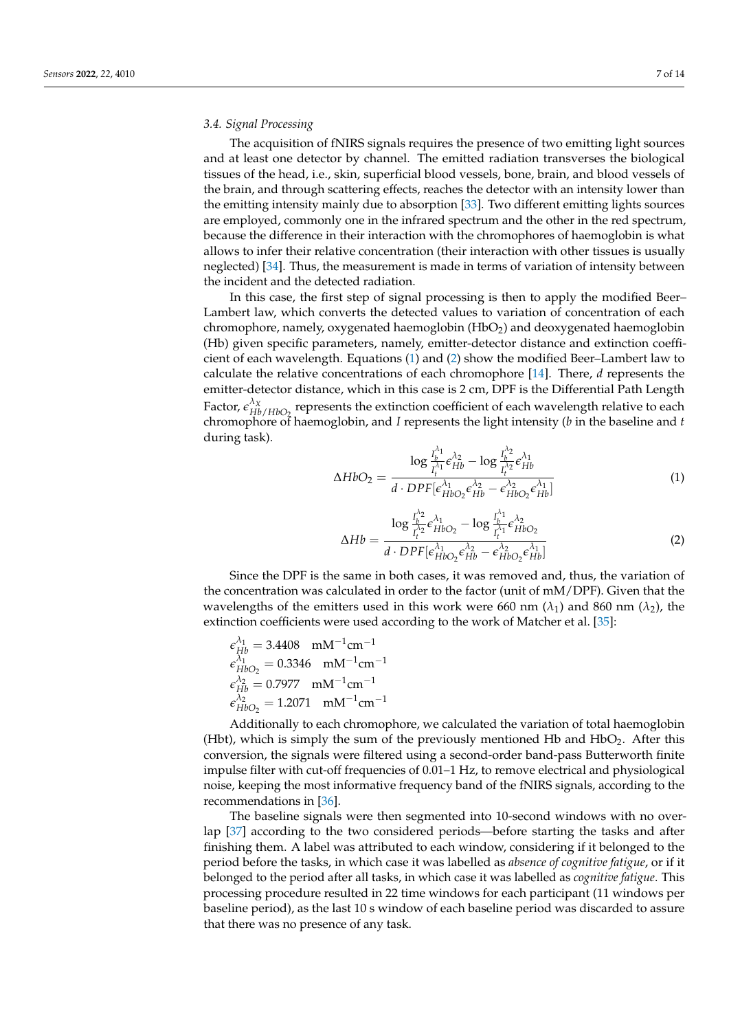### 3.4. Signal Processing

The acquisition of fNIRS signals requires the presence of two emitting light sources and at least one detector by channel. The emitted radiation transverses the biological tissues of the head, i.e., skin, superficial blood vessels, bone, brain, and blood vessels of the brain, and through scattering effects, reaches the detector with an intensity lower than the emitting intensity mainly due to absorption [33]. Two different emitting lights sources are employed, commonly one in the infrared spectrum and the other in the red spectrum, because the difference in their interaction with the chromophores of haemoglobin is what allows to infer their relative concentration (their interaction with other tissues is usually neglected) [34]. Thus, the measurement is made in terms of variation of intensity between the incident and the detected radiation.

In this case, the first step of signal processing is then to apply the modified Beer–Lambert law, which converts the detected values to variation of concentration of each chromophore, namely, oxygenated haemoglobin ($HbO_2$) and deoxygenated haemoglobin (Hb) given specific parameters, namely, emitter-detector distance and extinction coefficient of each wavelength. Equations (1) and (2) show the modified Beer–Lambert law to calculate the relative concentrations of each chromophore [14]. There, $d$ represents the emitter-detector distance, which in this case is 2 cm, DPF is the Differential Path Length Factor, $\epsilon^{\lambda_X}_{Hb/HbO_2}$ represents the extinction coefficient of each wavelength relative to each chromophore of haemoglobin, and $I$ represents the light intensity ($b$ in the baseline and $t$ during task).

$$\Delta HbO_2 = \frac{\log \frac{I_b^{\lambda_1}}{I_t^{\lambda_1}} \epsilon^{\lambda_2}_{Hb} - \log \frac{I_b^{\lambda_2}}{I_t^{\lambda_2}} \epsilon^{\lambda_1}_{Hb}}{d \cdot DPF[\epsilon^{\lambda_1}_{HbO_2}\epsilon^{\lambda_2}_{Hb} - \epsilon^{\lambda_2}_{HbO_2}\epsilon^{\lambda_1}_{Hb}]} \tag{1}$$

$$\Delta Hb = \frac{\log \frac{I_b^{\lambda_2}}{I_t^{\lambda_2}} \epsilon^{\lambda_1}_{HbO_2} - \log \frac{I_b^{\lambda_1}}{I_t^{\lambda_1}} \epsilon^{\lambda_2}_{HbO_2}}{d \cdot DPF[\epsilon^{\lambda_1}_{HbO_2}\epsilon^{\lambda_2}_{Hb} - \epsilon^{\lambda_2}_{HbO_2}\epsilon^{\lambda_1}_{Hb}]} \tag{2}$$

Since the DPF is the same in both cases, it was removed and, thus, the variation of the concentration was calculated in order to the factor (unit of mM/DPF). Given that the wavelengths of the emitters used in this work were 660 nm ($\lambda_1$) and 860 nm ($\lambda_2$), the extinction coefficients were used according to the work of Matcher et al. [35]:

$$\epsilon^{\lambda_1}_{Hb} = 3.4408 \quad \text{mM}^{-1}\text{cm}^{-1}$$
$$\epsilon^{\lambda_1}_{HbO_2} = 0.3346 \quad \text{mM}^{-1}\text{cm}^{-1}$$
$$\epsilon^{\lambda_2}_{Hb} = 0.7977 \quad \text{mM}^{-1}\text{cm}^{-1}$$
$$\epsilon^{\lambda_2}_{HbO_2} = 1.2071 \quad \text{mM}^{-1}\text{cm}^{-1}$$

Additionally to each chromophore, we calculated the variation of total haemoglobin (Hbt), which is simply the sum of the previously mentioned Hb and $HbO_2$. After this conversion, the signals were filtered using a second-order band-pass Butterworth finite impulse filter with cut-off frequencies of 0.01–1 Hz, to remove electrical and physiological noise, keeping the most informative frequency band of the fNIRS signals, according to the recommendations in [36].

The baseline signals were then segmented into 10-second windows with no overlap [37] according to the two considered periods—before starting the tasks and after finishing them. A label was attributed to each window, considering if it belonged to the period before the tasks, in which case it was labelled as *absence of cognitive fatigue*, or if it belonged to the period after all tasks, in which case it was labelled as *cognitive fatigue*. This processing procedure resulted in 22 time windows for each participant (11 windows per baseline period), as the last 10 s window of each baseline period was discarded to assure that there was no presence of any task.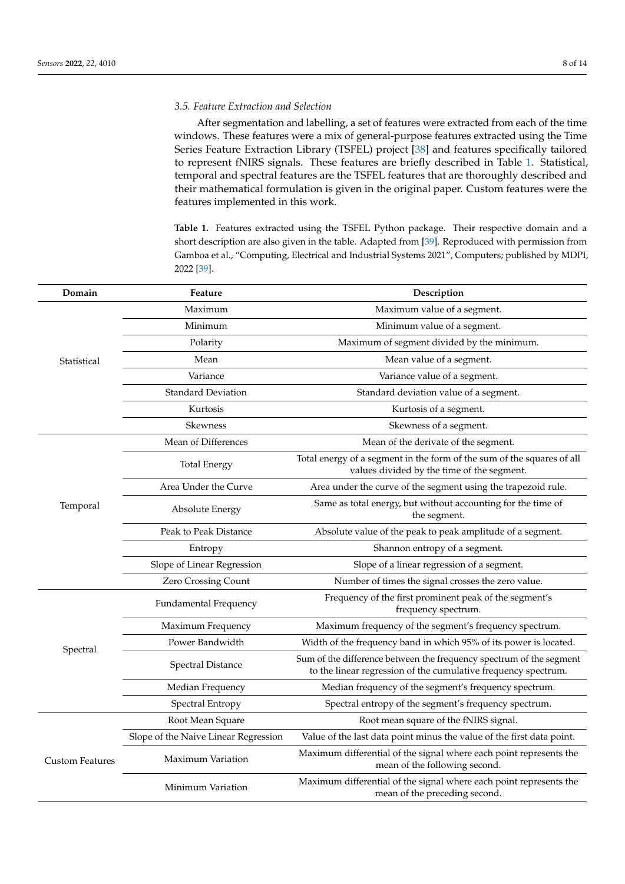### 3.5. Feature Extraction and Selection

After segmentation and labelling, a set of features were extracted from each of the time windows. These features were a mix of general-purpose features extracted using the Time Series Feature Extraction Library (TSFEL) project [38] and features specifically tailored to represent fNIRS signals. These features are briefly described in Table 1. Statistical, temporal and spectral features are the TSFEL features that are thoroughly described and their mathematical formulation is given in the original paper. Custom features were the features implemented in this work.

**Table 1.** Features extracted using the TSFEL Python package. Their respective domain and a short description are also given in the table. Adapted from [39]. Reproduced with permission from Gamboa et al., "Computing, Electrical and Industrial Systems 2021", Computers; published by MDPI, 2022 [39].

| Domain | Feature | Description |
|---|---|---|
| Statistical | Maximum | Maximum value of a segment. |
| | Minimum | Minimum value of a segment. |
| | Polarity | Maximum of segment divided by the minimum. |
| | Mean | Mean value of a segment. |
| | Variance | Variance value of a segment. |
| | Standard Deviation | Standard deviation value of a segment. |
| | Kurtosis | Kurtosis of a segment. |
| | Skewness | Skewness of a segment. |
| Temporal | Mean of Differences | Mean of the derivate of the segment. |
| | Total Energy | Total energy of a segment in the form of the sum of the squares of all values divided by the time of the segment. |
| | Area Under the Curve | Area under the curve of the segment using the trapezoid rule. |
| | Absolute Energy | Same as total energy, but without accounting for the time of the segment. |
| | Peak to Peak Distance | Absolute value of the peak to peak amplitude of a segment. |
| | Entropy | Shannon entropy of a segment. |
| | Slope of Linear Regression | Slope of a linear regression of a segment. |
| | Zero Crossing Count | Number of times the signal crosses the zero value. |
| Spectral | Fundamental Frequency | Frequency of the first prominent peak of the segment's frequency spectrum. |
| | Maximum Frequency | Maximum frequency of the segment's frequency spectrum. |
| | Power Bandwidth | Width of the frequency band in which 95% of its power is located. |
| | Spectral Distance | Sum of the difference between the frequency spectrum of the segment to the linear regression of the cumulative frequency spectrum. |
| | Median Frequency | Median frequency of the segment's frequency spectrum. |
| | Spectral Entropy | Spectral entropy of the segment's frequency spectrum. |
| Custom Features | Root Mean Square | Root mean square of the fNIRS signal. |
| | Slope of the Naive Linear Regression | Value of the last data point minus the value of the first data point. |
| | Maximum Variation | Maximum differential of the signal where each point represents the mean of the following second. |
| | Minimum Variation | Maximum differential of the signal where each point represents the mean of the preceding second. |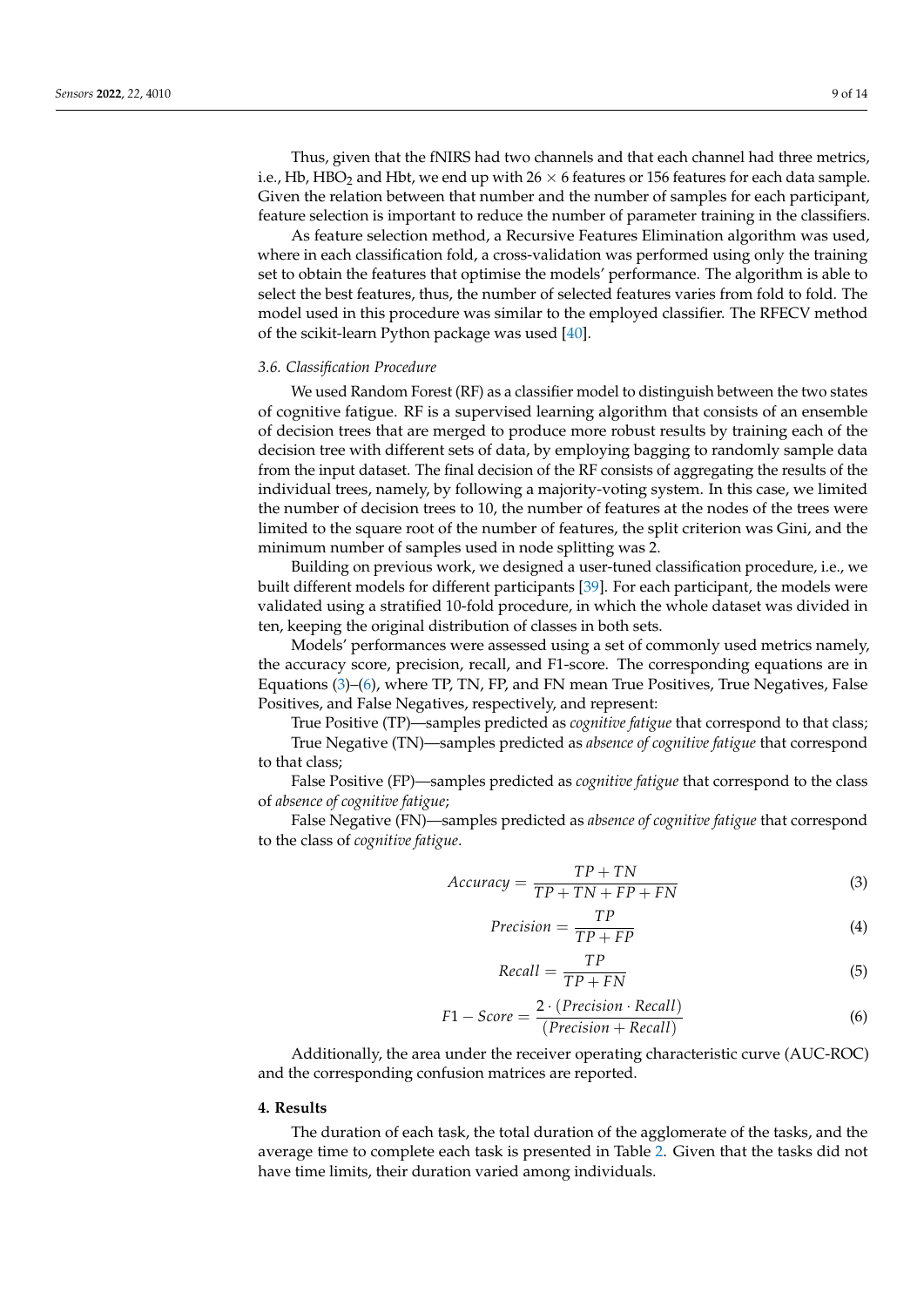Thus, given that the fNIRS had two channels and that each channel had three metrics, i.e., Hb, $HBO_2$ and Hbt, we end up with $26 \times 6$ features or 156 features for each data sample. Given the relation between that number and the number of samples for each participant, feature selection is important to reduce the number of parameter training in the classifiers.

As feature selection method, a Recursive Features Elimination algorithm was used, where in each classification fold, a cross-validation was performed using only the training set to obtain the features that optimise the models' performance. The algorithm is able to select the best features, thus, the number of selected features varies from fold to fold. The model used in this procedure was similar to the employed classifier. The RFECV method of the scikit-learn Python package was used [40].

### 3.6. Classification Procedure

We used Random Forest (RF) as a classifier model to distinguish between the two states of cognitive fatigue. RF is a supervised learning algorithm that consists of an ensemble of decision trees that are merged to produce more robust results by training each of the decision tree with different sets of data, by employing bagging to randomly sample data from the input dataset. The final decision of the RF consists of aggregating the results of the individual trees, namely, by following a majority-voting system. In this case, we limited the number of decision trees to 10, the number of features at the nodes of the trees were limited to the square root of the number of features, the split criterion was Gini, and the minimum number of samples used in node splitting was 2.

Building on previous work, we designed a user-tuned classification procedure, i.e., we built different models for different participants [39]. For each participant, the models were validated using a stratified 10-fold procedure, in which the whole dataset was divided in ten, keeping the original distribution of classes in both sets.

Models' performances were assessed using a set of commonly used metrics namely, the accuracy score, precision, recall, and F1-score. The corresponding equations are in Equations (3)–(6), where TP, TN, FP, and FN mean True Positives, True Negatives, False Positives, and False Negatives, respectively, and represent:

True Positive (TP)—samples predicted as *cognitive fatigue* that correspond to that class;

True Negative (TN)—samples predicted as *absence of cognitive fatigue* that correspond to that class;

False Positive (FP)—samples predicted as *cognitive fatigue* that correspond to the class of *absence of cognitive fatigue*;

False Negative (FN)—samples predicted as *absence of cognitive fatigue* that correspond to the class of *cognitive fatigue*.

$$Accuracy = \frac{TP + TN}{TP + TN + FP + FN} \tag{3}$$

$$Precision = \frac{TP}{TP + FP} \tag{4}$$

$$Recall = \frac{TP}{TP + FN} \tag{5}$$

$$F1 - Score = \frac{2 \cdot (Precision \cdot Recall)}{(Precision + Recall)} \tag{6}$$

Additionally, the area under the receiver operating characteristic curve (AUC-ROC) and the corresponding confusion matrices are reported.

## 4. Results

The duration of each task, the total duration of the agglomerate of the tasks, and the average time to complete each task is presented in Table 2. Given that the tasks did not have time limits, their duration varied among individuals.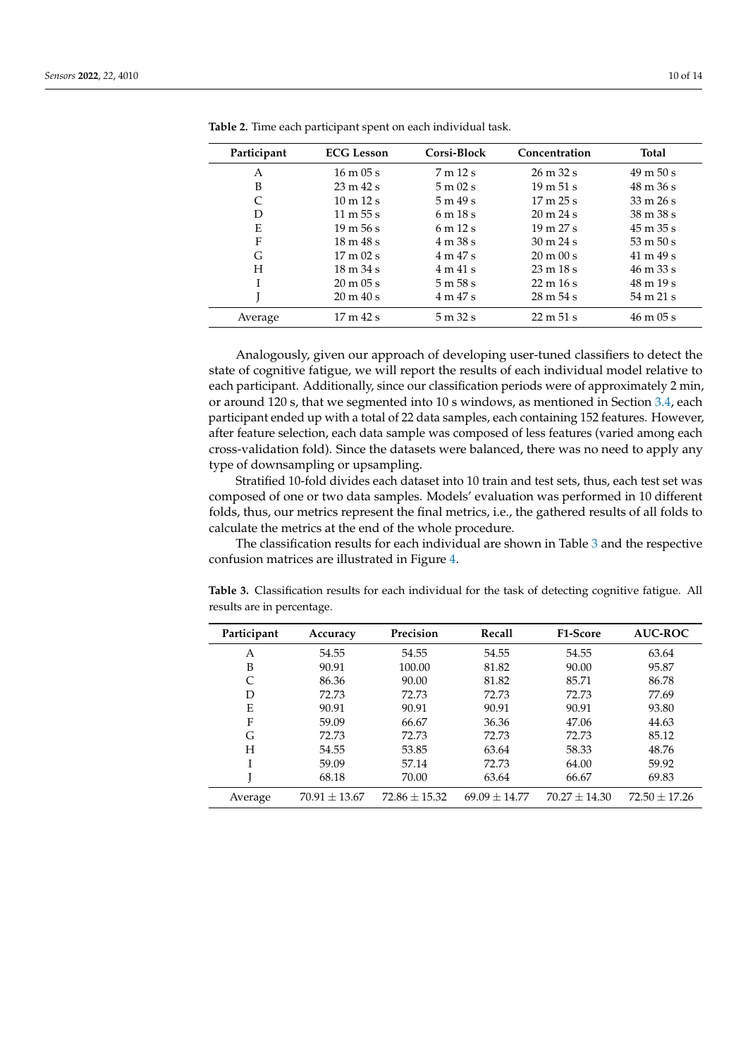**Table 2.** Time each participant spent on each individual task.

| Participant | ECG Lesson | Corsi-Block | Concentration | Total |
|---|---|---|---|---|
| A | 16 m 05 s | 7 m 12 s | 26 m 32 s | 49 m 50 s |
| B | 23 m 42 s | 5 m 02 s | 19 m 51 s | 48 m 36 s |
| C | 10 m 12 s | 5 m 49 s | 17 m 25 s | 33 m 26 s |
| D | 11 m 55 s | 6 m 18 s | 20 m 24 s | 38 m 38 s |
| E | 19 m 56 s | 6 m 12 s | 19 m 27 s | 45 m 35 s |
| F | 18 m 48 s | 4 m 38 s | 30 m 24 s | 53 m 50 s |
| G | 17 m 02 s | 4 m 47 s | 20 m 00 s | 41 m 49 s |
| H | 18 m 34 s | 4 m 41 s | 23 m 18 s | 46 m 33 s |
| I | 20 m 05 s | 5 m 58 s | 22 m 16 s | 48 m 19 s |
| J | 20 m 40 s | 4 m 47 s | 28 m 54 s | 54 m 21 s |
| Average | 17 m 42 s | 5 m 32 s | 22 m 51 s | 46 m 05 s |

Analogously, given our approach of developing user-tuned classifiers to detect the state of cognitive fatigue, we will report the results of each individual model relative to each participant. Additionally, since our classification periods were of approximately 2 min, or around 120 s, that we segmented into 10 s windows, as mentioned in Section 3.4, each participant ended up with a total of 22 data samples, each containing 152 features. However, after feature selection, each data sample was composed of less features (varied among each cross-validation fold). Since the datasets were balanced, there was no need to apply any type of downsampling or upsampling.

Stratified 10-fold divides each dataset into 10 train and test sets, thus, each test set was composed of one or two data samples. Models' evaluation was performed in 10 different folds, thus, our metrics represent the final metrics, i.e., the gathered results of all folds to calculate the metrics at the end of the whole procedure.

The classification results for each individual are shown in Table 3 and the respective confusion matrices are illustrated in Figure 4.

**Table 3.** Classification results for each individual for the task of detecting cognitive fatigue. All results are in percentage.

| Participant | Accuracy | Precision | Recall | F1-Score | AUC-ROC |
|---|---|---|---|---|---|
| A | 54.55 | 54.55 | 54.55 | 54.55 | 63.64 |
| B | 90.91 | 100.00 | 81.82 | 90.00 | 95.87 |
| C | 86.36 | 90.00 | 81.82 | 85.71 | 86.78 |
| D | 72.73 | 72.73 | 72.73 | 72.73 | 77.69 |
| E | 90.91 | 90.91 | 90.91 | 90.91 | 93.80 |
| F | 59.09 | 66.67 | 36.36 | 47.06 | 44.63 |
| G | 72.73 | 72.73 | 72.73 | 72.73 | 85.12 |
| H | 54.55 | 53.85 | 63.64 | 58.33 | 48.76 |
| I | 59.09 | 57.14 | 72.73 | 64.00 | 59.92 |
| J | 68.18 | 70.00 | 63.64 | 66.67 | 69.83 |
| Average | $70.91 \pm 13.67$ | $72.86 \pm 15.32$ | $69.09 \pm 14.77$ | $70.27 \pm 14.30$ | $72.50 \pm 17.26$ |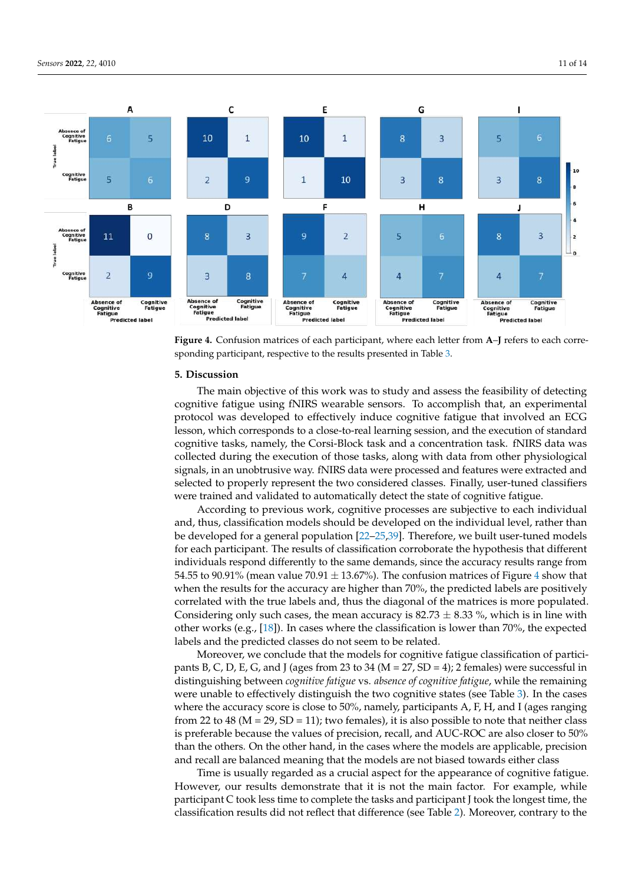**Figure 4.** Confusion matrices of each participant, where each letter from **A**–**J** refers to each corresponding participant, respective to the results presented in Table 3.

## 5. Discussion

The main objective of this work was to study and assess the feasibility of detecting cognitive fatigue using fNIRS wearable sensors. To accomplish that, an experimental protocol was developed to effectively induce cognitive fatigue that involved an ECG lesson, which corresponds to a close-to-real learning session, and the execution of standard cognitive tasks, namely, the Corsi-Block task and a concentration task. fNIRS data was collected during the execution of those tasks, along with data from other physiological signals, in an unobtrusive way. fNIRS data were processed and features were extracted and selected to properly represent the two considered classes. Finally, user-tuned classifiers were trained and validated to automatically detect the state of cognitive fatigue.

According to previous work, cognitive processes are subjective to each individual and, thus, classification models should be developed on the individual level, rather than be developed for a general population [22–25,39]. Therefore, we built user-tuned models for each participant. The results of classification corroborate the hypothesis that different individuals respond differently to the same demands, since the accuracy results range from 54.55 to 90.91% (mean value 70.91 $\pm$ 13.67%). The confusion matrices of Figure 4 show that when the results for the accuracy are higher than 70%, the predicted labels are positively correlated with the true labels and, thus the diagonal of the matrices is more populated. Considering only such cases, the mean accuracy is 82.73 $\pm$ 8.33 %, which is in line with other works (e.g., [18]). In cases where the classification is lower than 70%, the expected labels and the predicted classes do not seem to be related.

Moreover, we conclude that the models for cognitive fatigue classification of participants B, C, D, E, G, and J (ages from 23 to 34 (M = 27, SD = 4); 2 females) were successful in distinguishing between *cognitive fatigue* vs. *absence of cognitive fatigue*, while the remaining were unable to effectively distinguish the two cognitive states (see Table 3). In the cases where the accuracy score is close to 50%, namely, participants A, F, H, and I (ages ranging from 22 to 48 (M = 29, SD = 11); two females), it is also possible to note that neither class is preferable because the values of precision, recall, and AUC-ROC are also closer to 50% than the others. On the other hand, in the cases where the models are applicable, precision and recall are balanced meaning that the models are not biased towards either class

Time is usually regarded as a crucial aspect for the appearance of cognitive fatigue. However, our results demonstrate that it is not the main factor. For example, while participant C took less time to complete the tasks and participant J took the longest time, the classification results did not reflect that difference (see Table 2). Moreover, contrary to the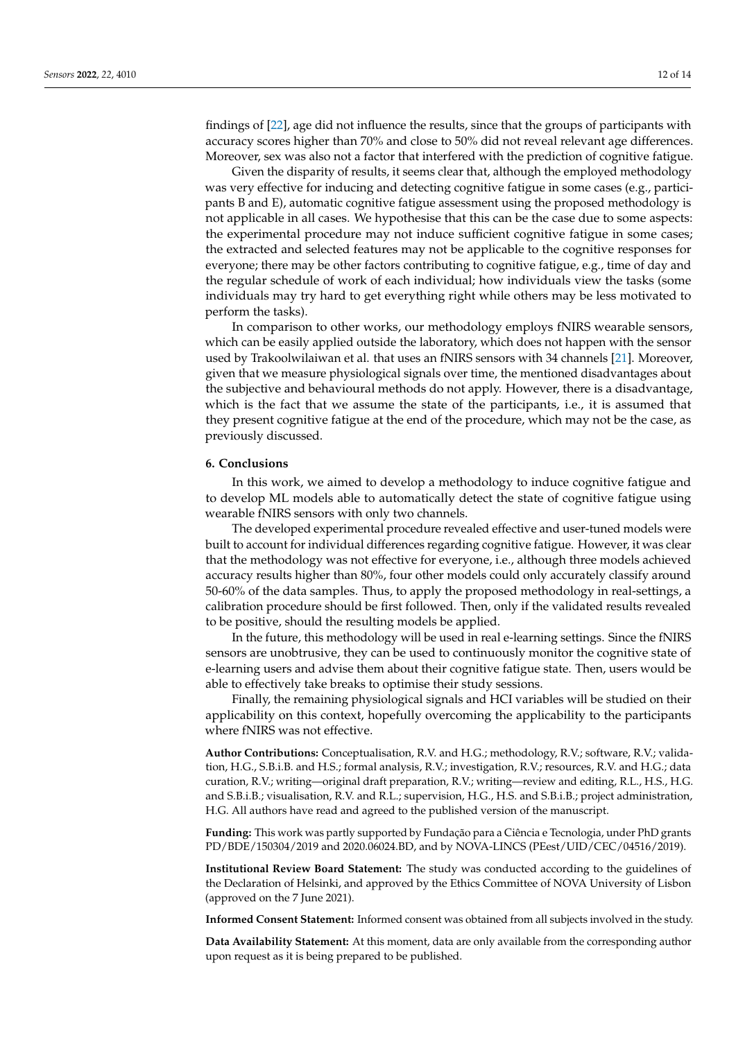findings of [22], age did not influence the results, since that the groups of participants with accuracy scores higher than 70% and close to 50% did not reveal relevant age differences. Moreover, sex was also not a factor that interfered with the prediction of cognitive fatigue.

Given the disparity of results, it seems clear that, although the employed methodology was very effective for inducing and detecting cognitive fatigue in some cases (e.g., participants B and E), automatic cognitive fatigue assessment using the proposed methodology is not applicable in all cases. We hypothesise that this can be the case due to some aspects: the experimental procedure may not induce sufficient cognitive fatigue in some cases; the extracted and selected features may not be applicable to the cognitive responses for everyone; there may be other factors contributing to cognitive fatigue, e.g., time of day and the regular schedule of work of each individual; how individuals view the tasks (some individuals may try hard to get everything right while others may be less motivated to perform the tasks).

In comparison to other works, our methodology employs fNIRS wearable sensors, which can be easily applied outside the laboratory, which does not happen with the sensor used by Trakoolwilaiwan et al. that uses an fNIRS sensors with 34 channels [21]. Moreover, given that we measure physiological signals over time, the mentioned disadvantages about the subjective and behavioural methods do not apply. However, there is a disadvantage, which is the fact that we assume the state of the participants, i.e., it is assumed that they present cognitive fatigue at the end of the procedure, which may not be the case, as previously discussed.

## 6. Conclusions

In this work, we aimed to develop a methodology to induce cognitive fatigue and to develop ML models able to automatically detect the state of cognitive fatigue using wearable fNIRS sensors with only two channels.

The developed experimental procedure revealed effective and user-tuned models were built to account for individual differences regarding cognitive fatigue. However, it was clear that the methodology was not effective for everyone, i.e., although three models achieved accuracy results higher than 80%, four other models could only accurately classify around 50-60% of the data samples. Thus, to apply the proposed methodology in real-settings, a calibration procedure should be first followed. Then, only if the validated results revealed to be positive, should the resulting models be applied.

In the future, this methodology will be used in real e-learning settings. Since the fNIRS sensors are unobtrusive, they can be used to continuously monitor the cognitive state of e-learning users and advise them about their cognitive fatigue state. Then, users would be able to effectively take breaks to optimise their study sessions.

Finally, the remaining physiological signals and HCI variables will be studied on their applicability on this context, hopefully overcoming the applicability to the participants where fNIRS was not effective.

**Author Contributions:** Conceptualisation, R.V. and H.G.; methodology, R.V.; software, R.V.; validation, H.G., S.B.i.B. and H.S.; formal analysis, R.V.; investigation, R.V.; resources, R.V. and H.G.; data curation, R.V.; writing—original draft preparation, R.V.; writing—review and editing, R.L., H.S., H.G. and S.B.i.B.; visualisation, R.V. and R.L.; supervision, H.G., H.S. and S.B.i.B.; project administration, H.G. All authors have read and agreed to the published version of the manuscript.

**Funding:** This work was partly supported by Fundação para a Ciência e Tecnologia, under PhD grants PD/BDE/150304/2019 and 2020.06024.BD, and by NOVA-LINCS (PEest/UID/CEC/04516/2019).

**Institutional Review Board Statement:** The study was conducted according to the guidelines of the Declaration of Helsinki, and approved by the Ethics Committee of NOVA University of Lisbon (approved on the 7 June 2021).

**Informed Consent Statement:** Informed consent was obtained from all subjects involved in the study.

**Data Availability Statement:** At this moment, data are only available from the corresponding author upon request as it is being prepared to be published.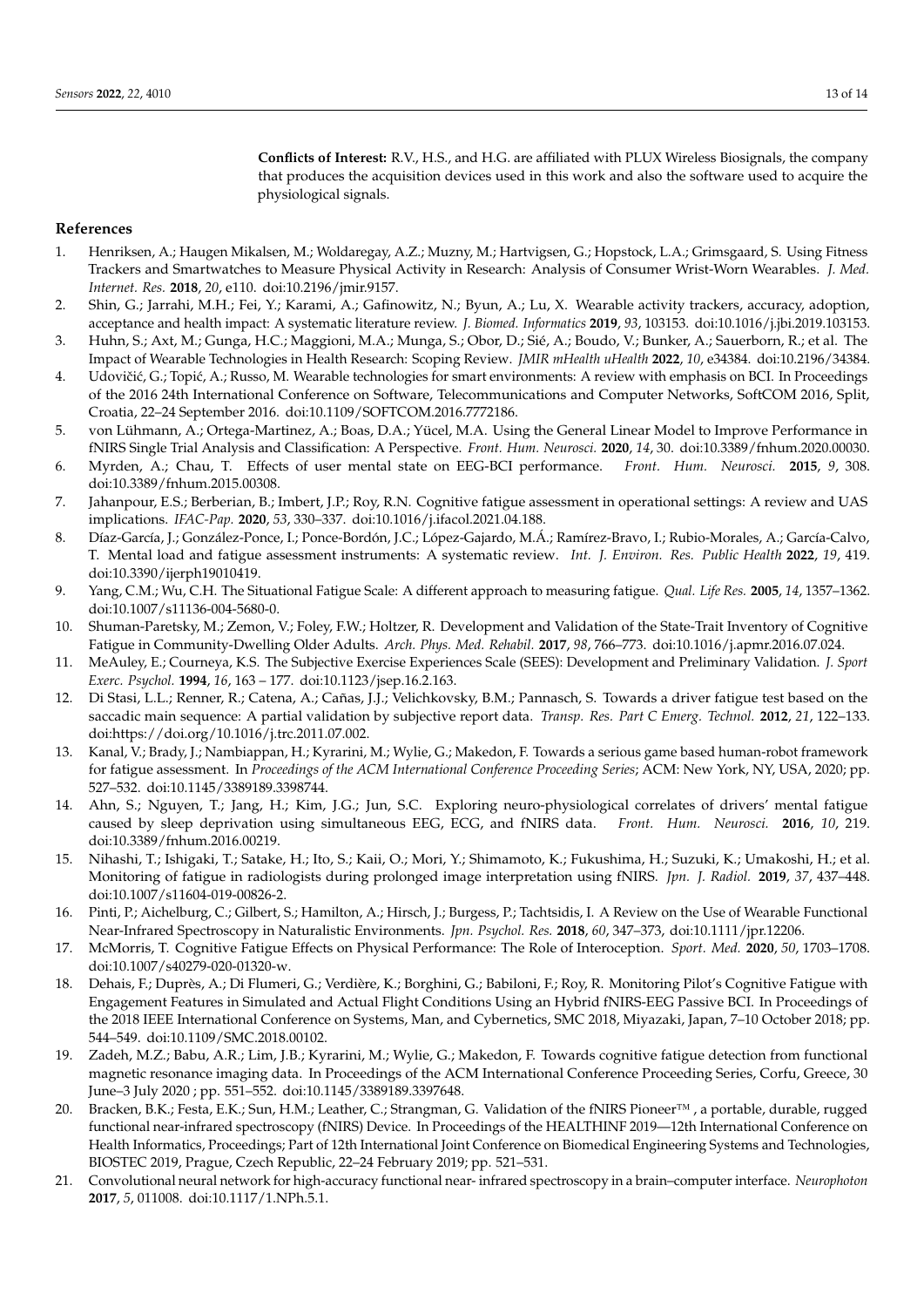**Conflicts of Interest:** R.V., H.S., and H.G. are affiliated with PLUX Wireless Biosignals, the company that produces the acquisition devices used in this work and also the software used to acquire the physiological signals.

## References

1. Henriksen, A.; Haugen Mikalsen, M.; Woldaregay, A.Z.; Muzny, M.; Hartvigsen, G.; Hopstock, L.A.; Grimsgaard, S. Using Fitness Trackers and Smartwatches to Measure Physical Activity in Research: Analysis of Consumer Wrist-Worn Wearables. *J. Med. Internet. Res.* **2018**, *20*, e110. doi:10.2196/jmir.9157.
2. Shin, G.; Jarrahi, M.H.; Fei, Y.; Karami, A.; Gafinowitz, N.; Byun, A.; Lu, X. Wearable activity trackers, accuracy, adoption, acceptance and health impact: A systematic literature review. *J. Biomed. Informatics* **2019**, *93*, 103153. doi:10.1016/j.jbi.2019.103153.
3. Huhn, S.; Axt, M.; Gunga, H.C.; Maggioni, M.A.; Munga, S.; Obor, D.; Sié, A.; Boudo, V.; Bunker, A.; Sauerborn, R.; et al. The Impact of Wearable Technologies in Health Research: Scoping Review. *JMIR mHealth uHealth* **2022**, *10*, e34384. doi:10.2196/34384.
4. Udovičić, G.; Topić, A.; Russo, M. Wearable technologies for smart environments: A review with emphasis on BCI. In Proceedings of the 2016 24th International Conference on Software, Telecommunications and Computer Networks, SoftCOM 2016, Split, Croatia, 22–24 September 2016. doi:10.1109/SOFTCOM.2016.7772186.
5. von Lühmann, A.; Ortega-Martinez, A.; Boas, D.A.; Yücel, M.A. Using the General Linear Model to Improve Performance in fNIRS Single Trial Analysis and Classification: A Perspective. *Front. Hum. Neurosci.* **2020**, *14*, 30. doi:10.3389/fnhum.2020.00030.
6. Myrden, A.; Chau, T. Effects of user mental state on EEG-BCI performance. *Front. Hum. Neurosci.* **2015**, *9*, 308. doi:10.3389/fnhum.2015.00308.
7. Jahanpour, E.S.; Berberian, B.; Imbert, J.P.; Roy, R.N. Cognitive fatigue assessment in operational settings: A review and UAS implications. *IFAC-Pap.* **2020**, *53*, 330–337. doi:10.1016/j.ifacol.2021.04.188.
8. Díaz-García, J.; González-Ponce, I.; Ponce-Bordón, J.C.; López-Gajardo, M.Á.; Ramírez-Bravo, I.; Rubio-Morales, A.; García-Calvo, T. Mental load and fatigue assessment instruments: A systematic review. *Int. J. Environ. Res. Public Health* **2022**, *19*, 419. doi:10.3390/ijerph19010419.
9. Yang, C.M.; Wu, C.H. The Situational Fatigue Scale: A different approach to measuring fatigue. *Qual. Life Res.* **2005**, *14*, 1357–1362. doi:10.1007/s11136-004-5680-0.
10. Shuman-Paretsky, M.; Zemon, V.; Foley, F.W.; Holtzer, R. Development and Validation of the State-Trait Inventory of Cognitive Fatigue in Community-Dwelling Older Adults. *Arch. Phys. Med. Rehabil.* **2017**, *98*, 766–773. doi:10.1016/j.apmr.2016.07.024.
11. MeAuley, E.; Courneya, K.S. The Subjective Exercise Experiences Scale (SEES): Development and Preliminary Validation. *J. Sport Exerc. Psychol.* **1994**, *16*, 163 – 177. doi:10.1123/jsep.16.2.163.
12. Di Stasi, L.L.; Renner, R.; Catena, A.; Cañas, J.J.; Velichkovsky, B.M.; Pannasch, S. Towards a driver fatigue test based on the saccadic main sequence: A partial validation by subjective report data. *Transp. Res. Part C Emerg. Technol.* **2012**, *21*, 122–133. doi:https://doi.org/10.1016/j.trc.2011.07.002.
13. Kanal, V.; Brady, J.; Nambiappan, H.; Kyrarini, M.; Wylie, G.; Makedon, F. Towards a serious game based human-robot framework for fatigue assessment. In *Proceedings of the ACM International Conference Proceeding Series*; ACM: New York, NY, USA, 2020; pp. 527–532. doi:10.1145/3389189.3398744.
14. Ahn, S.; Nguyen, T.; Jang, H.; Kim, J.G.; Jun, S.C. Exploring neuro-physiological correlates of drivers' mental fatigue caused by sleep deprivation using simultaneous EEG, ECG, and fNIRS data. *Front. Hum. Neurosci.* **2016**, *10*, 219. doi:10.3389/fnhum.2016.00219.
15. Nihashi, T.; Ishigaki, T.; Satake, H.; Ito, S.; Kaii, O.; Mori, Y.; Shimamoto, K.; Fukushima, H.; Suzuki, K.; Umakoshi, H.; et al. Monitoring of fatigue in radiologists during prolonged image interpretation using fNIRS. *Jpn. J. Radiol.* **2019**, *37*, 437–448. doi:10.1007/s11604-019-00826-2.
16. Pinti, P.; Aichelburg, C.; Gilbert, S.; Hamilton, A.; Hirsch, J.; Burgess, P.; Tachtsidis, I. A Review on the Use of Wearable Functional Near-Infrared Spectroscopy in Naturalistic Environments. *Jpn. Psychol. Res.* **2018**, *60*, 347–373, doi:10.1111/jpr.12206.
17. McMorris, T. Cognitive Fatigue Effects on Physical Performance: The Role of Interoception. *Sport. Med.* **2020**, *50*, 1703–1708. doi:10.1007/s40279-020-01320-w.
18. Dehais, F.; Duprès, A.; Di Flumeri, G.; Verdière, K.; Borghini, G.; Babiloni, F.; Roy, R. Monitoring Pilot's Cognitive Fatigue with Engagement Features in Simulated and Actual Flight Conditions Using an Hybrid fNIRS-EEG Passive BCI. In Proceedings of the 2018 IEEE International Conference on Systems, Man, and Cybernetics, SMC 2018, Miyazaki, Japan, 7–10 October 2018; pp. 544–549. doi:10.1109/SMC.2018.00102.
19. Zadeh, M.Z.; Babu, A.R.; Lim, J.B.; Kyrarini, M.; Wylie, G.; Makedon, F. Towards cognitive fatigue detection from functional magnetic resonance imaging data. In Proceedings of the ACM International Conference Proceeding Series, Corfu, Greece, 30 June–3 July 2020 ; pp. 551–552. doi:10.1145/3389189.3397648.
20. Bracken, B.K.; Festa, E.K.; Sun, H.M.; Leather, C.; Strangman, G. Validation of the fNIRS Pioneer™ , a portable, durable, rugged functional near-infrared spectroscopy (fNIRS) Device. In Proceedings of the HEALTHINF 2019—12th International Conference on Health Informatics, Proceedings; Part of 12th International Joint Conference on Biomedical Engineering Systems and Technologies, BIOSTEC 2019, Prague, Czech Republic, 22–24 February 2019; pp. 521–531.
21. Convolutional neural network for high-accuracy functional near- infrared spectroscopy in a brain–computer interface. *Neurophoton* **2017**, *5*, 011008. doi:10.1117/1.NPh.5.1.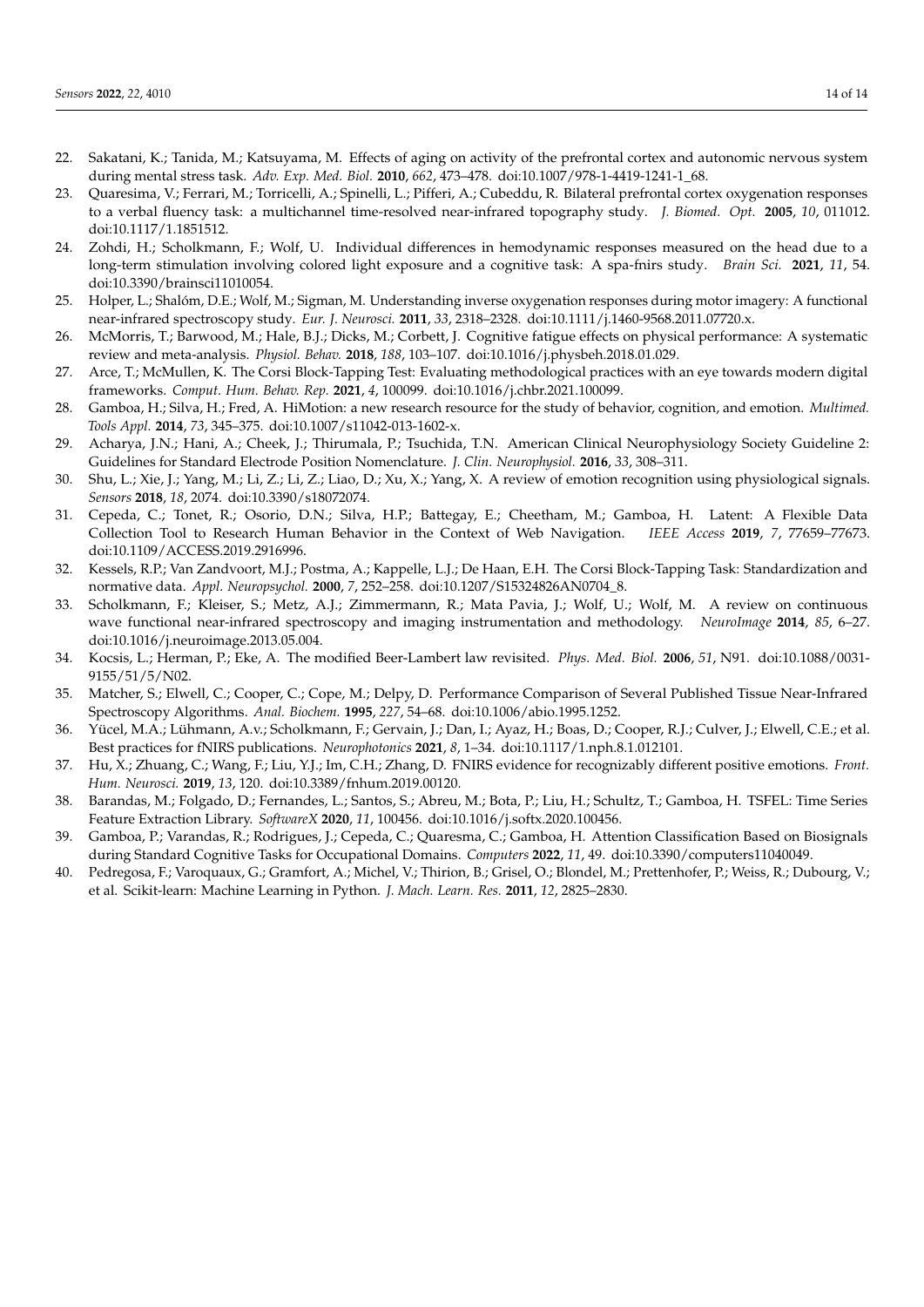22. Sakatani, K.; Tanida, M.; Katsuyama, M. Effects of aging on activity of the prefrontal cortex and autonomic nervous system during mental stress task. *Adv. Exp. Med. Biol.* **2010**, *662*, 473–478. doi:10.1007/978-1-4419-1241-1_68.
23. Quaresima, V.; Ferrari, M.; Torricelli, A.; Spinelli, L.; Pifferi, A.; Cubeddu, R. Bilateral prefrontal cortex oxygenation responses to a verbal fluency task: a multichannel time-resolved near-infrared topography study. *J. Biomed. Opt.* **2005**, *10*, 011012. doi:10.1117/1.1851512.
24. Zohdi, H.; Scholkmann, F.; Wolf, U. Individual differences in hemodynamic responses measured on the head due to a long-term stimulation involving colored light exposure and a cognitive task: A spa-fnirs study. *Brain Sci.* **2021**, *11*, 54. doi:10.3390/brainsci11010054.
25. Holper, L.; Shalóm, D.E.; Wolf, M.; Sigman, M. Understanding inverse oxygenation responses during motor imagery: A functional near-infrared spectroscopy study. *Eur. J. Neurosci.* **2011**, *33*, 2318–2328. doi:10.1111/j.1460-9568.2011.07720.x.
26. McMorris, T.; Barwood, M.; Hale, B.J.; Dicks, M.; Corbett, J. Cognitive fatigue effects on physical performance: A systematic review and meta-analysis. *Physiol. Behav.* **2018**, *188*, 103–107. doi:10.1016/j.physbeh.2018.01.029.
27. Arce, T.; McMullen, K. The Corsi Block-Tapping Test: Evaluating methodological practices with an eye towards modern digital frameworks. *Comput. Hum. Behav. Rep.* **2021**, *4*, 100099. doi:10.1016/j.chbr.2021.100099.
28. Gamboa, H.; Silva, H.; Fred, A. HiMotion: a new research resource for the study of behavior, cognition, and emotion. *Multimed. Tools Appl.* **2014**, *73*, 345–375. doi:10.1007/s11042-013-1602-x.
29. Acharya, J.N.; Hani, A.; Cheek, J.; Thirumala, P.; Tsuchida, T.N. American Clinical Neurophysiology Society Guideline 2: Guidelines for Standard Electrode Position Nomenclature. *J. Clin. Neurophysiol.* **2016**, *33*, 308–311.
30. Shu, L.; Xie, J.; Yang, M.; Li, Z.; Li, Z.; Liao, D.; Xu, X.; Yang, X. A review of emotion recognition using physiological signals. *Sensors* **2018**, *18*, 2074. doi:10.3390/s18072074.
31. Cepeda, C.; Tonet, R.; Osorio, D.N.; Silva, H.P.; Battegay, E.; Cheetham, M.; Gamboa, H. Latent: A Flexible Data Collection Tool to Research Human Behavior in the Context of Web Navigation. *IEEE Access* **2019**, *7*, 77659–77673. doi:10.1109/ACCESS.2019.2916996.
32. Kessels, R.P.; Van Zandvoort, M.J.; Postma, A.; Kappelle, L.J.; De Haan, E.H. The Corsi Block-Tapping Task: Standardization and normative data. *Appl. Neuropsychol.* **2000**, *7*, 252–258. doi:10.1207/S15324826AN0704_8.
33. Scholkmann, F.; Kleiser, S.; Metz, A.J.; Zimmermann, R.; Mata Pavia, J.; Wolf, U.; Wolf, M. A review on continuous wave functional near-infrared spectroscopy and imaging instrumentation and methodology. *NeuroImage* **2014**, *85*, 6–27. doi:10.1016/j.neuroimage.2013.05.004.
34. Kocsis, L.; Herman, P.; Eke, A. The modified Beer-Lambert law revisited. *Phys. Med. Biol.* **2006**, *51*, N91. doi:10.1088/0031-9155/51/5/N02.
35. Matcher, S.; Elwell, C.; Cooper, C.; Cope, M.; Delpy, D. Performance Comparison of Several Published Tissue Near-Infrared Spectroscopy Algorithms. *Anal. Biochem.* **1995**, *227*, 54–68. doi:10.1006/abio.1995.1252.
36. Yücel, M.A.; Lühmann, A.v.; Scholkmann, F.; Gervain, J.; Dan, I.; Ayaz, H.; Boas, D.; Cooper, R.J.; Culver, J.; Elwell, C.E.; et al. Best practices for fNIRS publications. *Neurophotonics* **2021**, *8*, 1–34. doi:10.1117/1.nph.8.1.012101.
37. Hu, X.; Zhuang, C.; Wang, F.; Liu, Y.J.; Im, C.H.; Zhang, D. FNIRS evidence for recognizably different positive emotions. *Front. Hum. Neurosci.* **2019**, *13*, 120. doi:10.3389/fnhum.2019.00120.
38. Barandas, M.; Folgado, D.; Fernandes, L.; Santos, S.; Abreu, M.; Bota, P.; Liu, H.; Schultz, T.; Gamboa, H. TSFEL: Time Series Feature Extraction Library. *SoftwareX* **2020**, *11*, 100456. doi:10.1016/j.softx.2020.100456.
39. Gamboa, P.; Varandas, R.; Rodrigues, J.; Cepeda, C.; Quaresma, C.; Gamboa, H. Attention Classification Based on Biosignals during Standard Cognitive Tasks for Occupational Domains. *Computers* **2022**, *11*, 49. doi:10.3390/computers11040049.
40. Pedregosa, F.; Varoquaux, G.; Gramfort, A.; Michel, V.; Thirion, B.; Grisel, O.; Blondel, M.; Prettenhofer, P.; Weiss, R.; Dubourg, V.; et al. Scikit-learn: Machine Learning in Python. *J. Mach. Learn. Res.* **2011**, *12*, 2825–2830.